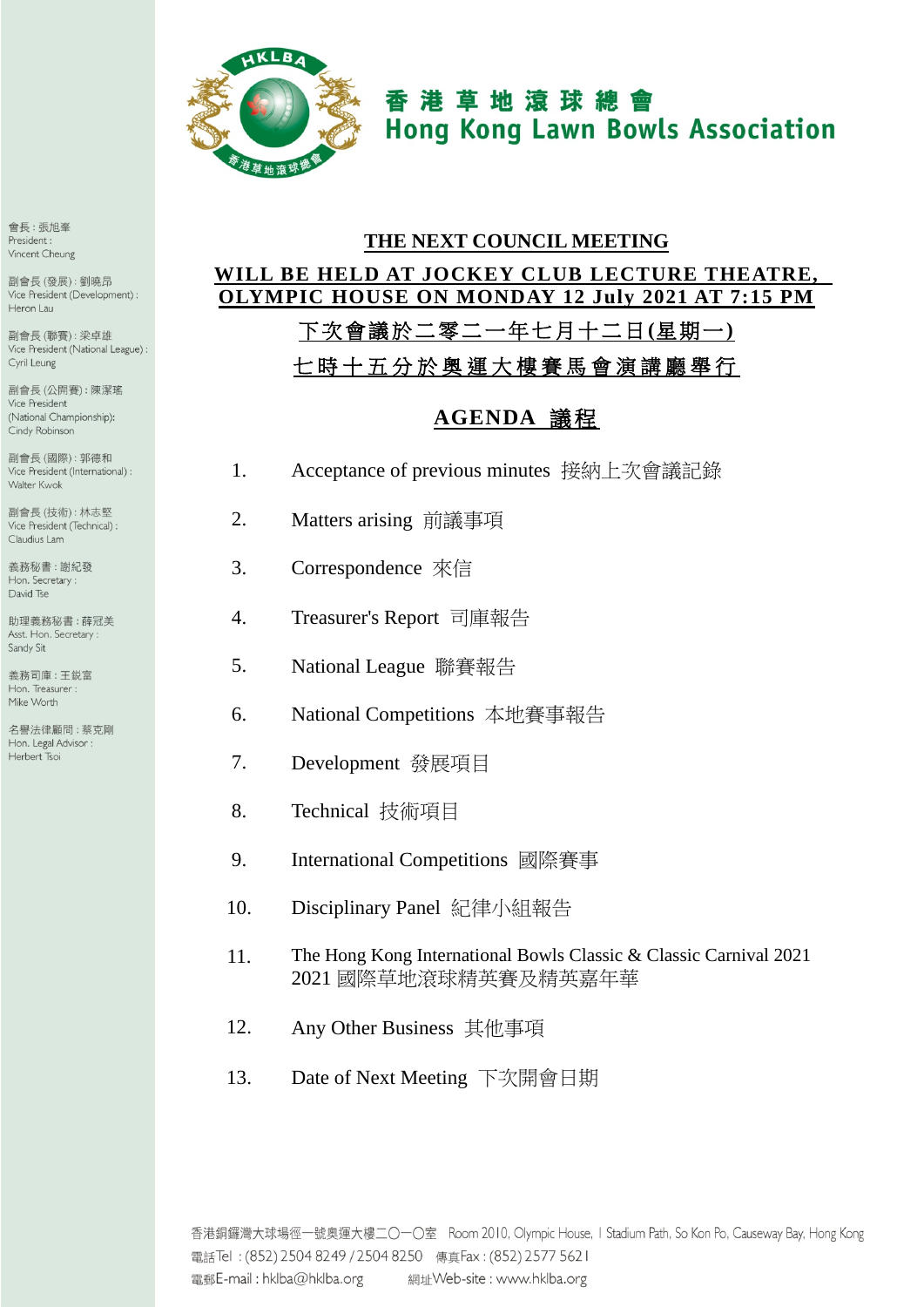# 香港草地滾球總會
# Hong Kong Lawn Bowls Association

會長：張旭峯
President：
Vincent Cheung

副會長 (發展)：劉曉昂
Vice President (Development)：
Heron Lau

副會長 (聯賽)：梁卓雄
Vice President (National League)：
Cyril Leung

副會長 (公開賽)：陳潔瑤
Vice President
(National Championship):
Cindy Robinson

副會長 (國際)：郭德和
Vice President (International)：
Walter Kwok

副會長 (技術)：林志堅
Vice President (Technical)：
Claudius Lam

義務秘書：謝紀發
Hon. Secretary：
David Tse

助理義務秘書：薛冠美
Asst. Hon. Secretary：
Sandy Sit

義務司庫：王鋭富
Hon. Treasurer：
Mike Worth

名譽法律顧問：蔡克剛
Hon. Legal Advisor：
Herbert Tsoi

**THE NEXT COUNCIL MEETING**

**WILL BE HELD AT JOCKEY CLUB LECTURE THEATRE, OLYMPIC HOUSE ON MONDAY 12 July 2021 AT 7:15 PM**

**下次會議於二零二一年七月十二日(星期一)**

**七時十五分於奧運大樓賽馬會演講廳舉行**

## AGENDA 議程

1. Acceptance of previous minutes 接納上次會議記錄
2. Matters arising 前議事項
3. Correspondence 來信
4. Treasurer's Report 司庫報告
5. National League 聯賽報告
6. National Competitions 本地賽事報告
7. Development 發展項目
8. Technical 技術項目
9. International Competitions 國際賽事
10. Disciplinary Panel 紀律小組報告
11. The Hong Kong International Bowls Classic & Classic Carnival 2021
    2021 國際草地滾球精英賽及精英嘉年華
12. Any Other Business 其他事項
13. Date of Next Meeting 下次開會日期

香港銅鑼灣大球場徑一號奧運大樓二〇一〇室 Room 2010, Olympic House, 1 Stadium Path, So Kon Po, Causeway Bay, Hong Kong
電話Tel：(852) 2504 8249 / 2504 8250 傳真Fax：(852) 2577 5621
電郵E-mail：hklba@hklba.org 網址Web-site：www.hklba.org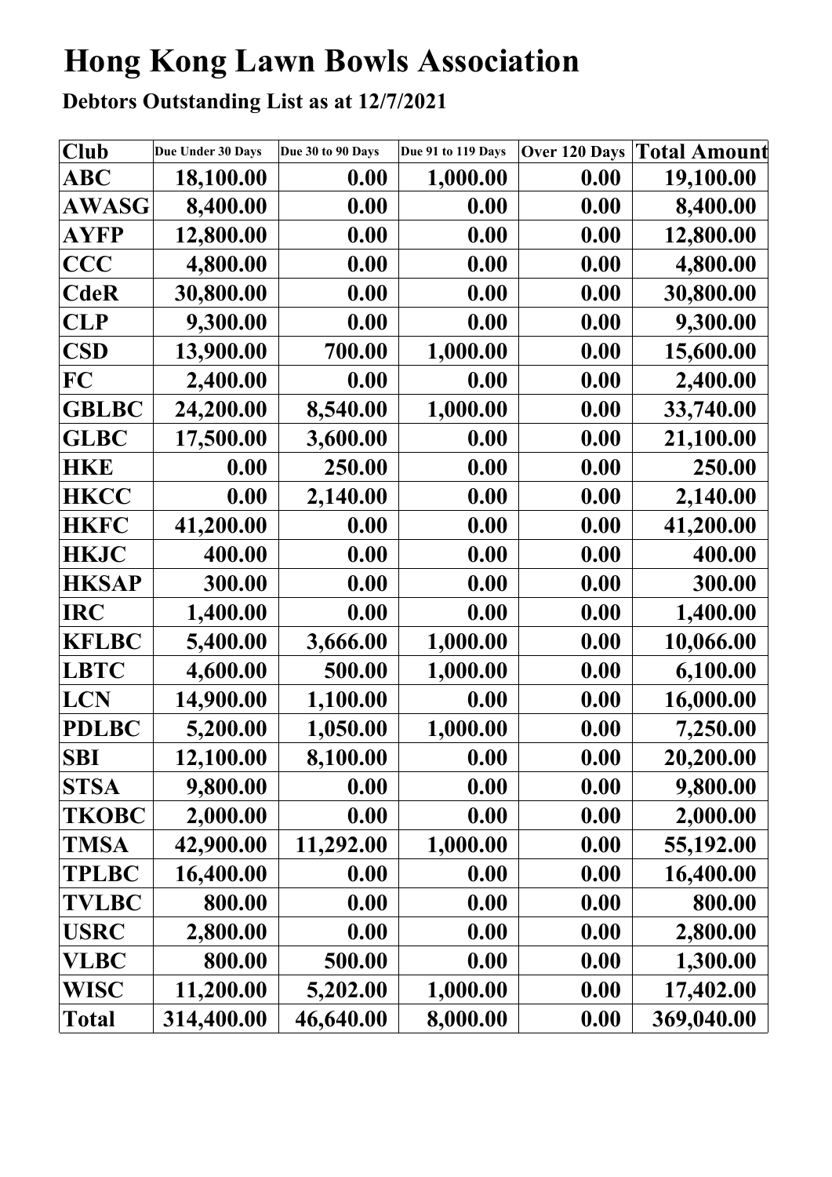# Hong Kong Lawn Bowls Association

**Debtors Outstanding List as at 12/7/2021**

| Club | Due Under 30 Days | Due 30 to 90 Days | Due 91 to 119 Days | Over 120 Days | Total Amount |
|---|---|---|---|---|---|
| ABC | 18,100.00 | 0.00 | 1,000.00 | 0.00 | 19,100.00 |
| AWASG | 8,400.00 | 0.00 | 0.00 | 0.00 | 8,400.00 |
| AYFP | 12,800.00 | 0.00 | 0.00 | 0.00 | 12,800.00 |
| CCC | 4,800.00 | 0.00 | 0.00 | 0.00 | 4,800.00 |
| CdeR | 30,800.00 | 0.00 | 0.00 | 0.00 | 30,800.00 |
| CLP | 9,300.00 | 0.00 | 0.00 | 0.00 | 9,300.00 |
| CSD | 13,900.00 | 700.00 | 1,000.00 | 0.00 | 15,600.00 |
| FC | 2,400.00 | 0.00 | 0.00 | 0.00 | 2,400.00 |
| GBLBC | 24,200.00 | 8,540.00 | 1,000.00 | 0.00 | 33,740.00 |
| GLBC | 17,500.00 | 3,600.00 | 0.00 | 0.00 | 21,100.00 |
| HKE | 0.00 | 250.00 | 0.00 | 0.00 | 250.00 |
| HKCC | 0.00 | 2,140.00 | 0.00 | 0.00 | 2,140.00 |
| HKFC | 41,200.00 | 0.00 | 0.00 | 0.00 | 41,200.00 |
| HKJC | 400.00 | 0.00 | 0.00 | 0.00 | 400.00 |
| HKSAP | 300.00 | 0.00 | 0.00 | 0.00 | 300.00 |
| IRC | 1,400.00 | 0.00 | 0.00 | 0.00 | 1,400.00 |
| KFLBC | 5,400.00 | 3,666.00 | 1,000.00 | 0.00 | 10,066.00 |
| LBTC | 4,600.00 | 500.00 | 1,000.00 | 0.00 | 6,100.00 |
| LCN | 14,900.00 | 1,100.00 | 0.00 | 0.00 | 16,000.00 |
| PDLBC | 5,200.00 | 1,050.00 | 1,000.00 | 0.00 | 7,250.00 |
| SBI | 12,100.00 | 8,100.00 | 0.00 | 0.00 | 20,200.00 |
| STSA | 9,800.00 | 0.00 | 0.00 | 0.00 | 9,800.00 |
| TKOBC | 2,000.00 | 0.00 | 0.00 | 0.00 | 2,000.00 |
| TMSA | 42,900.00 | 11,292.00 | 1,000.00 | 0.00 | 55,192.00 |
| TPLBC | 16,400.00 | 0.00 | 0.00 | 0.00 | 16,400.00 |
| TVLBC | 800.00 | 0.00 | 0.00 | 0.00 | 800.00 |
| USRC | 2,800.00 | 0.00 | 0.00 | 0.00 | 2,800.00 |
| VLBC | 800.00 | 500.00 | 0.00 | 0.00 | 1,300.00 |
| WISC | 11,200.00 | 5,202.00 | 1,000.00 | 0.00 | 17,402.00 |
| Total | 314,400.00 | 46,640.00 | 8,000.00 | 0.00 | 369,040.00 |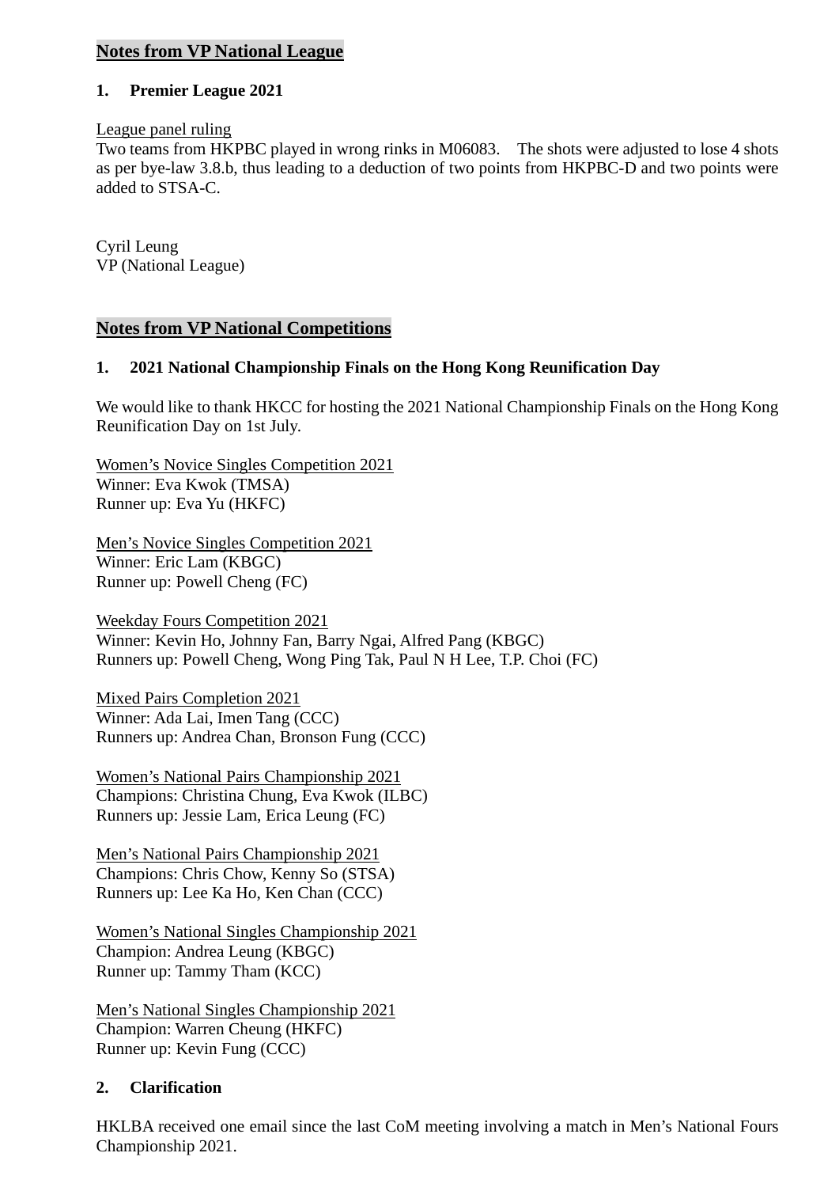## Notes from VP National League

### 1. Premier League 2021

League panel ruling

Two teams from HKPBC played in wrong rinks in M06083. The shots were adjusted to lose 4 shots as per bye-law 3.8.b, thus leading to a deduction of two points from HKPBC-D and two points were added to STSA-C.

Cyril Leung
VP (National League)

## Notes from VP National Competitions

### 1. 2021 National Championship Finals on the Hong Kong Reunification Day

We would like to thank HKCC for hosting the 2021 National Championship Finals on the Hong Kong Reunification Day on 1st July.

Women's Novice Singles Competition 2021
Winner: Eva Kwok (TMSA)
Runner up: Eva Yu (HKFC)

Men's Novice Singles Competition 2021
Winner: Eric Lam (KBGC)
Runner up: Powell Cheng (FC)

Weekday Fours Competition 2021
Winner: Kevin Ho, Johnny Fan, Barry Ngai, Alfred Pang (KBGC)
Runners up: Powell Cheng, Wong Ping Tak, Paul N H Lee, T.P. Choi (FC)

Mixed Pairs Completion 2021
Winner: Ada Lai, Imen Tang (CCC)
Runners up: Andrea Chan, Bronson Fung (CCC)

Women's National Pairs Championship 2021
Champions: Christina Chung, Eva Kwok (ILBC)
Runners up: Jessie Lam, Erica Leung (FC)

Men's National Pairs Championship 2021
Champions: Chris Chow, Kenny So (STSA)
Runners up: Lee Ka Ho, Ken Chan (CCC)

Women's National Singles Championship 2021
Champion: Andrea Leung (KBGC)
Runner up: Tammy Tham (KCC)

Men's National Singles Championship 2021
Champion: Warren Cheung (HKFC)
Runner up: Kevin Fung (CCC)

### 2. Clarification

HKLBA received one email since the last CoM meeting involving a match in Men's National Fours Championship 2021.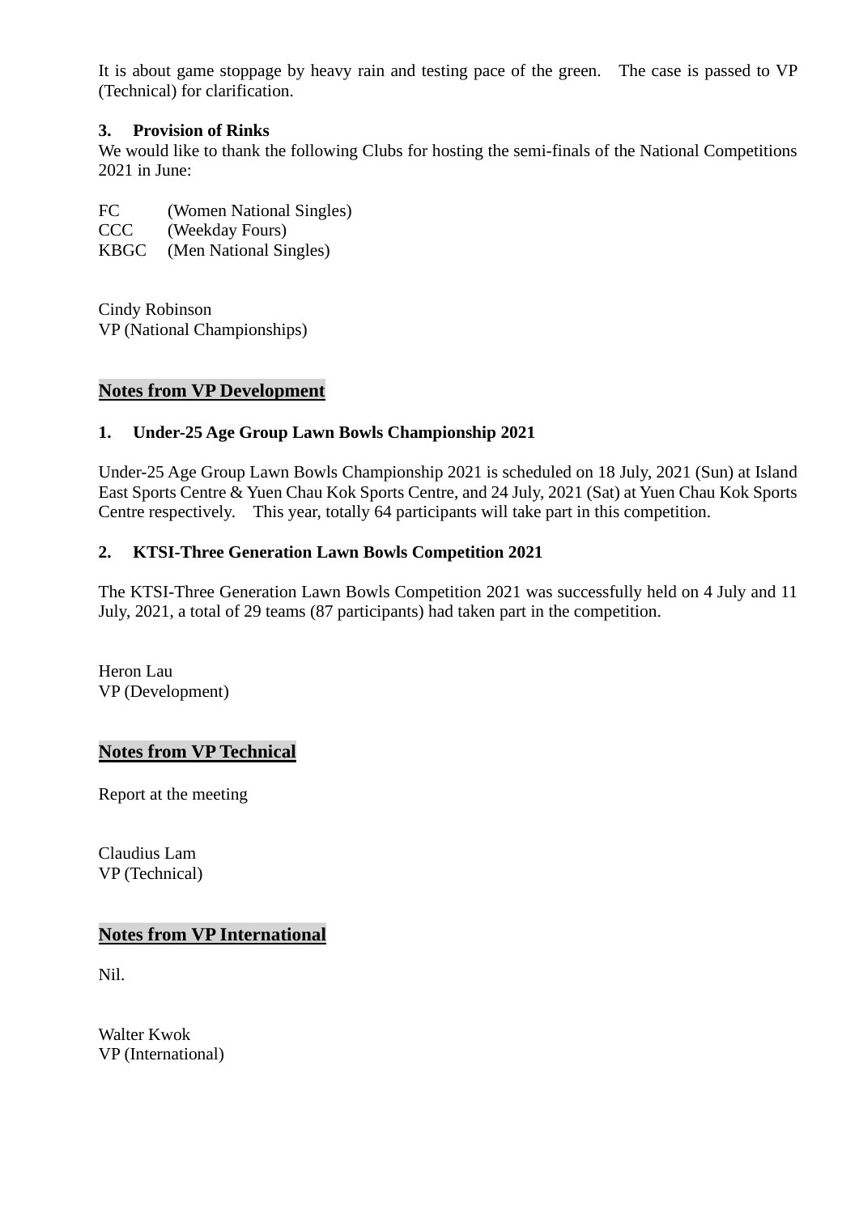It is about game stoppage by heavy rain and testing pace of the green. The case is passed to VP (Technical) for clarification.

**3. Provision of Rinks**

We would like to thank the following Clubs for hosting the semi-finals of the National Competitions 2021 in June:

FC (Women National Singles)
CCC (Weekday Fours)
KBGC (Men National Singles)

Cindy Robinson
VP (National Championships)

## Notes from VP Development

**1. Under-25 Age Group Lawn Bowls Championship 2021**

Under-25 Age Group Lawn Bowls Championship 2021 is scheduled on 18 July, 2021 (Sun) at Island East Sports Centre & Yuen Chau Kok Sports Centre, and 24 July, 2021 (Sat) at Yuen Chau Kok Sports Centre respectively. This year, totally 64 participants will take part in this competition.

**2. KTSI-Three Generation Lawn Bowls Competition 2021**

The KTSI-Three Generation Lawn Bowls Competition 2021 was successfully held on 4 July and 11 July, 2021, a total of 29 teams (87 participants) had taken part in the competition.

Heron Lau
VP (Development)

## Notes from VP Technical

Report at the meeting

Claudius Lam
VP (Technical)

## Notes from VP International

Nil.

Walter Kwok
VP (International)